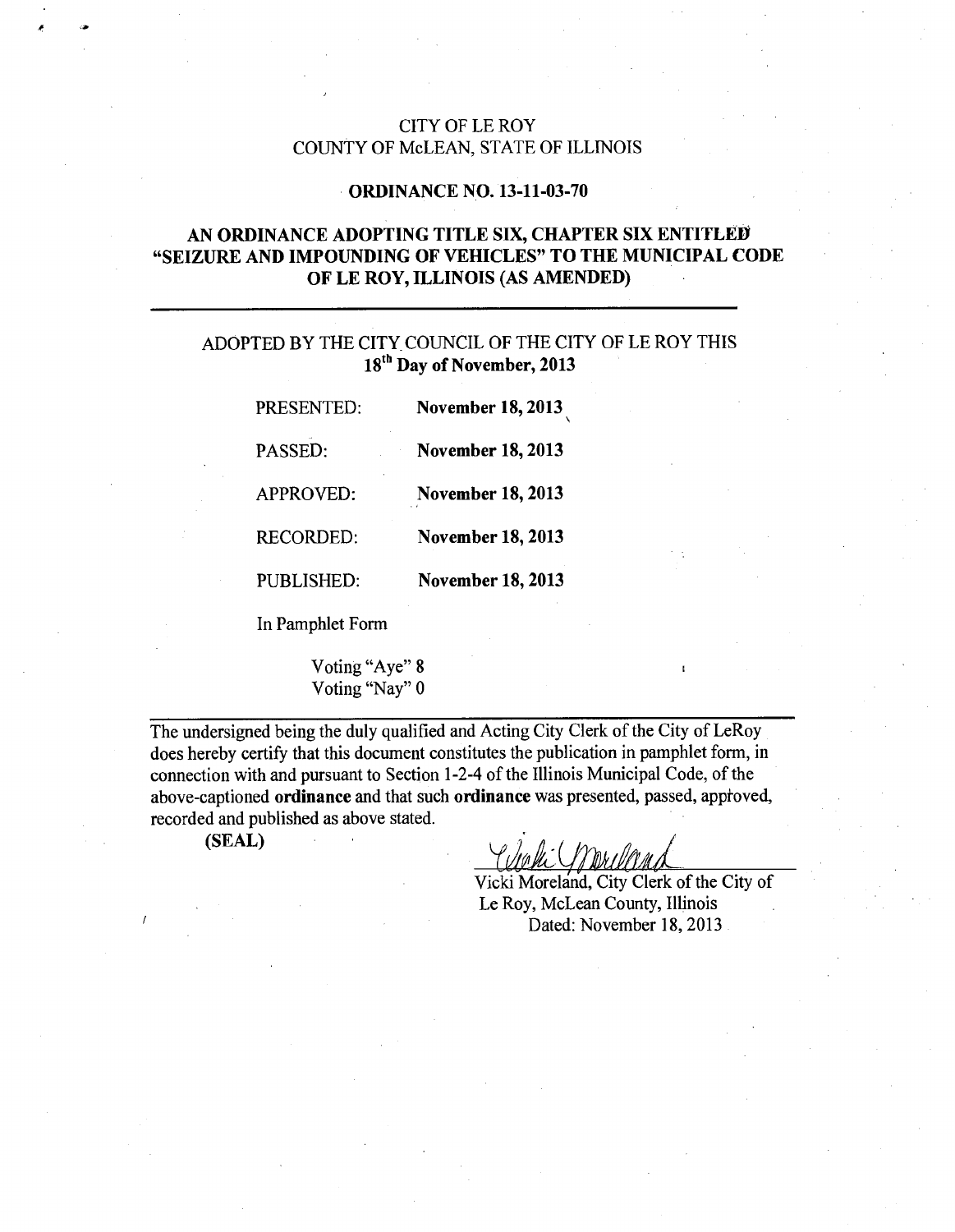CITY OF LE ROY
COUNTY OF McLEAN, STATE OF ILLINOIS

**ORDINANCE NO. 13-11-03-70**

**AN ORDINANCE ADOPTING TITLE SIX, CHAPTER SIX ENTITLED "SEIZURE AND IMPOUNDING OF VEHICLES" TO THE MUNICIPAL CODE OF LE ROY, ILLINOIS (AS AMENDED)**

---

ADOPTED BY THE CITY COUNCIL OF THE CITY OF LE ROY THIS
**18th Day of November, 2013**

| | |
|---|---|
| PRESENTED: | **November 18, 2013** |
| PASSED: | **November 18, 2013** |
| APPROVED: | **November 18, 2013** |
| RECORDED: | **November 18, 2013** |
| PUBLISHED: | **November 18, 2013** |

In Pamphlet Form

Voting "Aye" 8
Voting "Nay" 0

---

The undersigned being the duly qualified and Acting City Clerk of the City of LeRoy does hereby certify that this document constitutes the publication in pamphlet form, in connection with and pursuant to Section 1-2-4 of the Illinois Municipal Code, of the above-captioned **ordinance** and that such **ordinance** was presented, passed, approved, recorded and published as above stated.

**(SEAL)**

Vicki Moreland, City Clerk of the City of Le Roy, McLean County, Illinois
Dated: November 18, 2013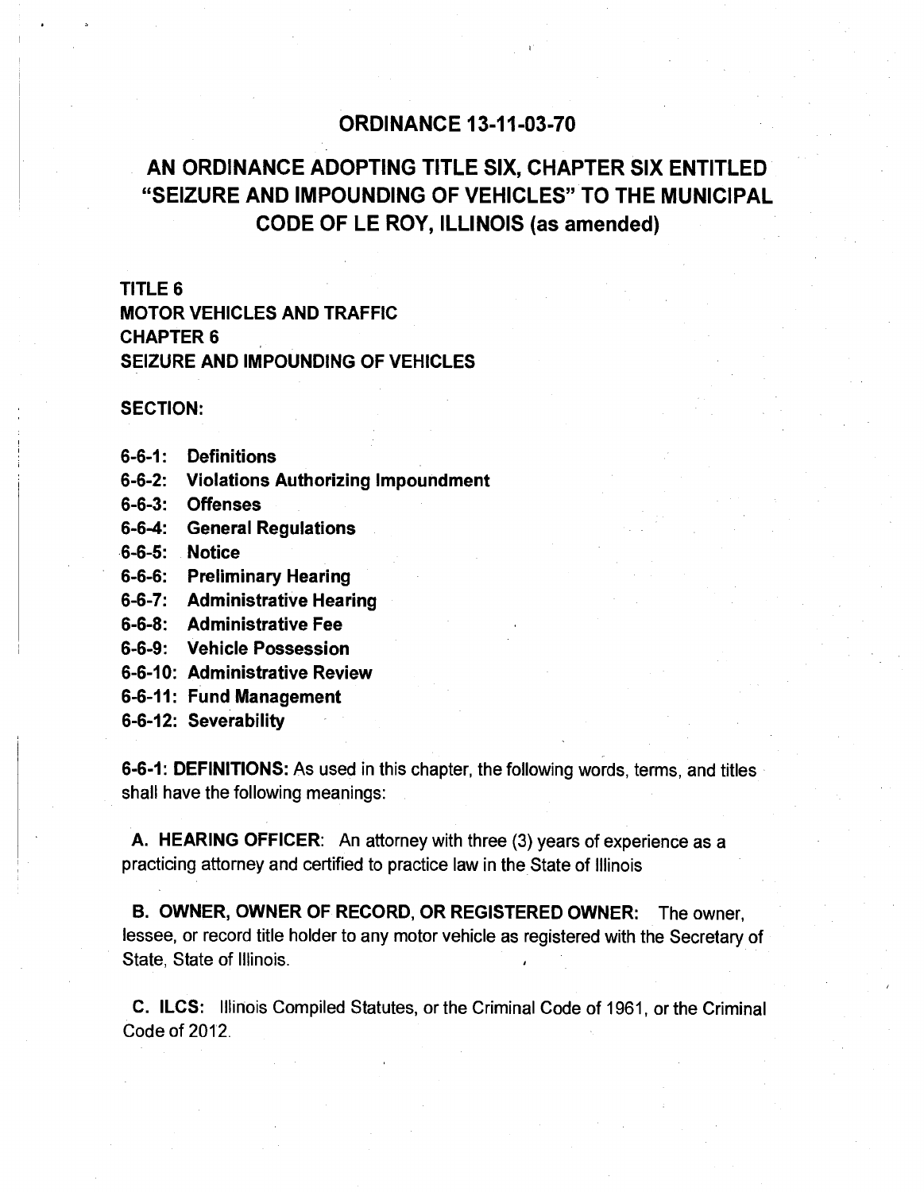# ORDINANCE 13-11-03-70

## AN ORDINANCE ADOPTING TITLE SIX, CHAPTER SIX ENTITLED "SEIZURE AND IMPOUNDING OF VEHICLES" TO THE MUNICIPAL CODE OF LE ROY, ILLINOIS (as amended)

**TITLE 6**
**MOTOR VEHICLES AND TRAFFIC**
**CHAPTER 6**
**SEIZURE AND IMPOUNDING OF VEHICLES**

**SECTION:**

**6-6-1: Definitions**
**6-6-2: Violations Authorizing Impoundment**
**6-6-3: Offenses**
**6-6-4: General Regulations**
**6-6-5: Notice**
**6-6-6: Preliminary Hearing**
**6-6-7: Administrative Hearing**
**6-6-8: Administrative Fee**
**6-6-9: Vehicle Possession**
**6-6-10: Administrative Review**
**6-6-11: Fund Management**
**6-6-12: Severability**

**6-6-1: DEFINITIONS:** As used in this chapter, the following words, terms, and titles shall have the following meanings:

**A. HEARING OFFICER**: An attorney with three (3) years of experience as a practicing attorney and certified to practice law in the State of Illinois

**B. OWNER, OWNER OF RECORD, OR REGISTERED OWNER:** The owner, lessee, or record title holder to any motor vehicle as registered with the Secretary of State, State of Illinois.

**C. ILCS:** Illinois Compiled Statutes, or the Criminal Code of 1961, or the Criminal Code of 2012.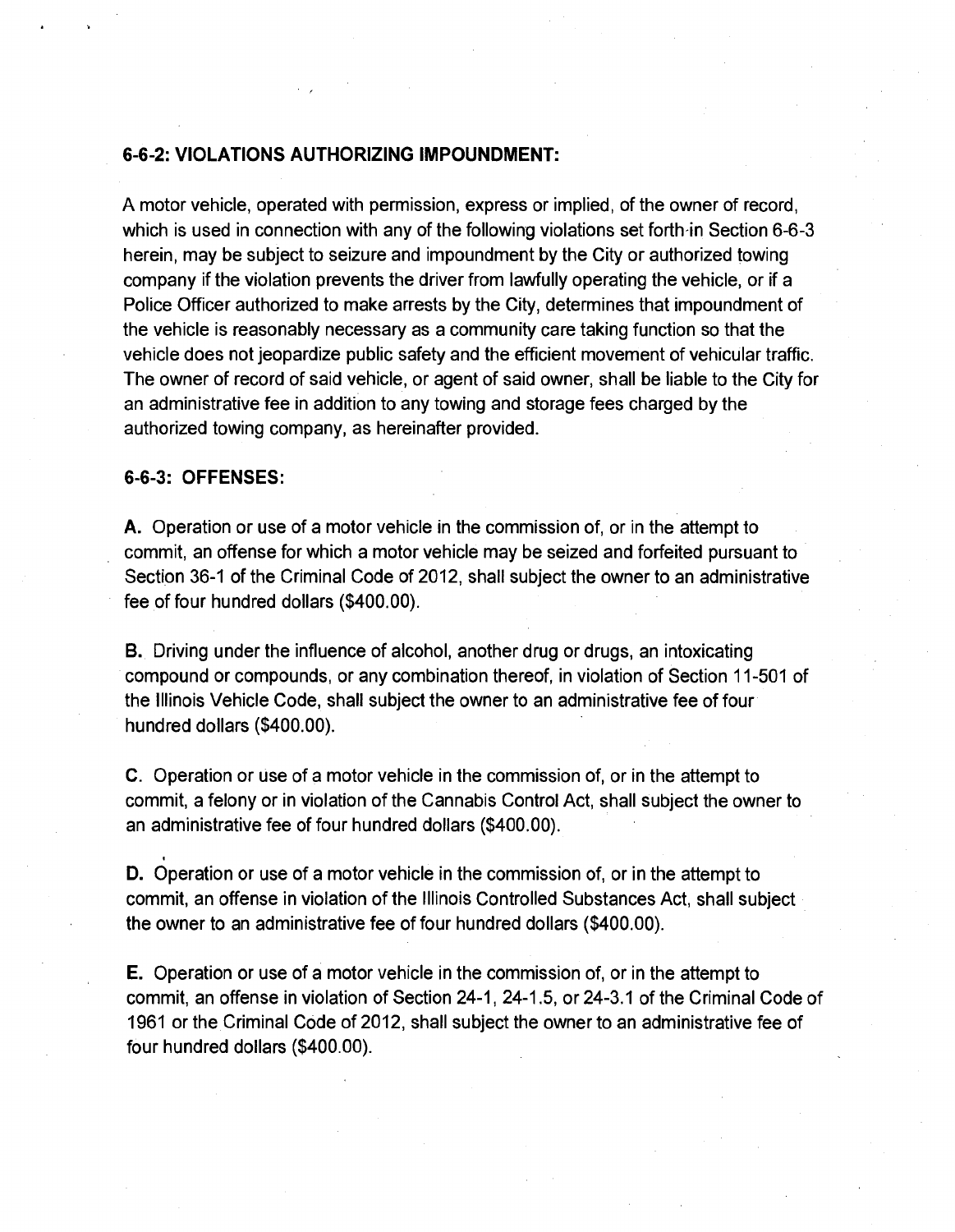### 6-6-2: VIOLATIONS AUTHORIZING IMPOUNDMENT:

A motor vehicle, operated with permission, express or implied, of the owner of record, which is used in connection with any of the following violations set forth in Section 6-6-3 herein, may be subject to seizure and impoundment by the City or authorized towing company if the violation prevents the driver from lawfully operating the vehicle, or if a Police Officer authorized to make arrests by the City, determines that impoundment of the vehicle is reasonably necessary as a community care taking function so that the vehicle does not jeopardize public safety and the efficient movement of vehicular traffic. The owner of record of said vehicle, or agent of said owner, shall be liable to the City for an administrative fee in addition to any towing and storage fees charged by the authorized towing company, as hereinafter provided.

### 6-6-3: OFFENSES:

**A.** Operation or use of a motor vehicle in the commission of, or in the attempt to commit, an offense for which a motor vehicle may be seized and forfeited pursuant to Section 36-1 of the Criminal Code of 2012, shall subject the owner to an administrative fee of four hundred dollars ($400.00).

**B.** Driving under the influence of alcohol, another drug or drugs, an intoxicating compound or compounds, or any combination thereof, in violation of Section 11-501 of the Illinois Vehicle Code, shall subject the owner to an administrative fee of four hundred dollars ($400.00).

**C.** Operation or use of a motor vehicle in the commission of, or in the attempt to commit, a felony or in violation of the Cannabis Control Act, shall subject the owner to an administrative fee of four hundred dollars ($400.00).

**D.** Operation or use of a motor vehicle in the commission of, or in the attempt to commit, an offense in violation of the Illinois Controlled Substances Act, shall subject the owner to an administrative fee of four hundred dollars ($400.00).

**E.** Operation or use of a motor vehicle in the commission of, or in the attempt to commit, an offense in violation of Section 24-1, 24-1.5, or 24-3.1 of the Criminal Code of 1961 or the Criminal Code of 2012, shall subject the owner to an administrative fee of four hundred dollars ($400.00).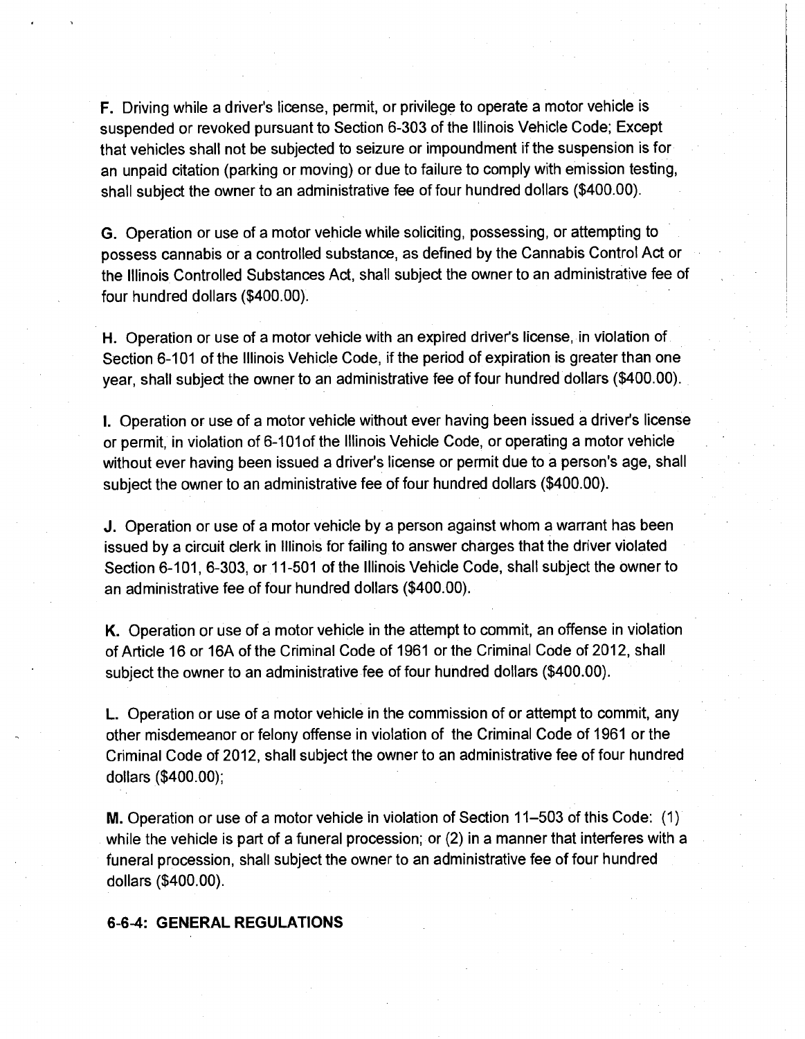**F.** Driving while a driver's license, permit, or privilege to operate a motor vehicle is suspended or revoked pursuant to Section 6-303 of the Illinois Vehicle Code; Except that vehicles shall not be subjected to seizure or impoundment if the suspension is for an unpaid citation (parking or moving) or due to failure to comply with emission testing, shall subject the owner to an administrative fee of four hundred dollars ($400.00).

**G.** Operation or use of a motor vehicle while soliciting, possessing, or attempting to possess cannabis or a controlled substance, as defined by the Cannabis Control Act or the Illinois Controlled Substances Act, shall subject the owner to an administrative fee of four hundred dollars ($400.00).

**H.** Operation or use of a motor vehicle with an expired driver's license, in violation of Section 6-101 of the Illinois Vehicle Code, if the period of expiration is greater than one year, shall subject the owner to an administrative fee of four hundred dollars ($400.00).

**I.** Operation or use of a motor vehicle without ever having been issued a driver's license or permit, in violation of 6-101of the Illinois Vehicle Code, or operating a motor vehicle without ever having been issued a driver's license or permit due to a person's age, shall subject the owner to an administrative fee of four hundred dollars ($400.00).

**J.** Operation or use of a motor vehicle by a person against whom a warrant has been issued by a circuit clerk in Illinois for failing to answer charges that the driver violated Section 6-101, 6-303, or 11-501 of the Illinois Vehicle Code, shall subject the owner to an administrative fee of four hundred dollars ($400.00).

**K.** Operation or use of a motor vehicle in the attempt to commit, an offense in violation of Article 16 or 16A of the Criminal Code of 1961 or the Criminal Code of 2012, shall subject the owner to an administrative fee of four hundred dollars ($400.00).

**L.** Operation or use of a motor vehicle in the commission of or attempt to commit, any other misdemeanor or felony offense in violation of the Criminal Code of 1961 or the Criminal Code of 2012, shall subject the owner to an administrative fee of four hundred dollars ($400.00);

**M.** Operation or use of a motor vehicle in violation of Section 11–503 of this Code: (1) while the vehicle is part of a funeral procession; or (2) in a manner that interferes with a funeral procession, shall subject the owner to an administrative fee of four hundred dollars ($400.00).

## 6-6-4: GENERAL REGULATIONS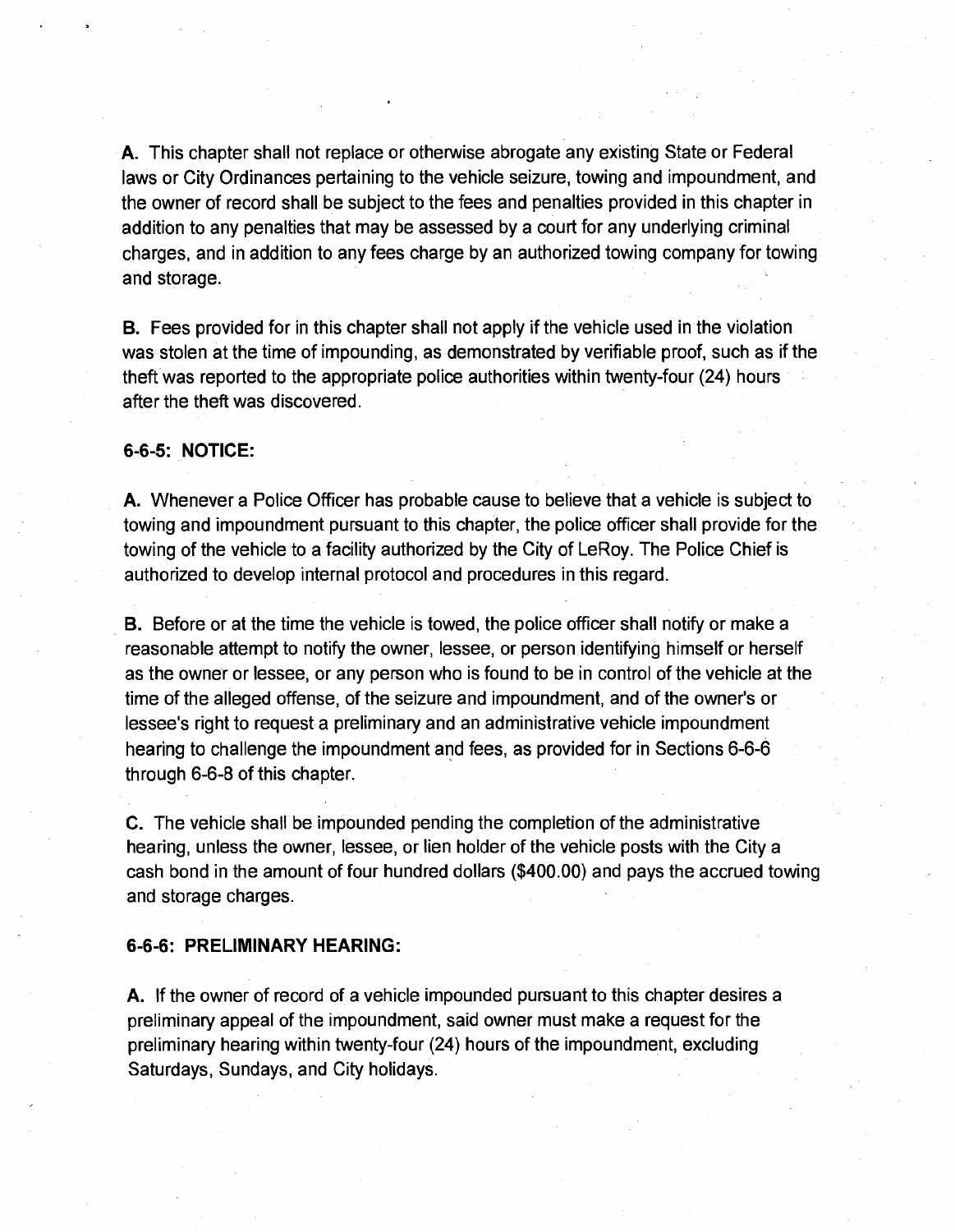**A.** This chapter shall not replace or otherwise abrogate any existing State or Federal laws or City Ordinances pertaining to the vehicle seizure, towing and impoundment, and the owner of record shall be subject to the fees and penalties provided in this chapter in addition to any penalties that may be assessed by a court for any underlying criminal charges, and in addition to any fees charge by an authorized towing company for towing and storage.

**B.** Fees provided for in this chapter shall not apply if the vehicle used in the violation was stolen at the time of impounding, as demonstrated by verifiable proof, such as if the theft was reported to the appropriate police authorities within twenty-four (24) hours after the theft was discovered.

**6-6-5: NOTICE:**

**A.** Whenever a Police Officer has probable cause to believe that a vehicle is subject to towing and impoundment pursuant to this chapter, the police officer shall provide for the towing of the vehicle to a facility authorized by the City of LeRoy. The Police Chief is authorized to develop internal protocol and procedures in this regard.

**B.** Before or at the time the vehicle is towed, the police officer shall notify or make a reasonable attempt to notify the owner, lessee, or person identifying himself or herself as the owner or lessee, or any person who is found to be in control of the vehicle at the time of the alleged offense, of the seizure and impoundment, and of the owner's or lessee's right to request a preliminary and an administrative vehicle impoundment hearing to challenge the impoundment and fees, as provided for in Sections 6-6-6 through 6-6-8 of this chapter.

**C.** The vehicle shall be impounded pending the completion of the administrative hearing, unless the owner, lessee, or lien holder of the vehicle posts with the City a cash bond in the amount of four hundred dollars ($400.00) and pays the accrued towing and storage charges.

**6-6-6: PRELIMINARY HEARING:**

**A.** If the owner of record of a vehicle impounded pursuant to this chapter desires a preliminary appeal of the impoundment, said owner must make a request for the preliminary hearing within twenty-four (24) hours of the impoundment, excluding Saturdays, Sundays, and City holidays.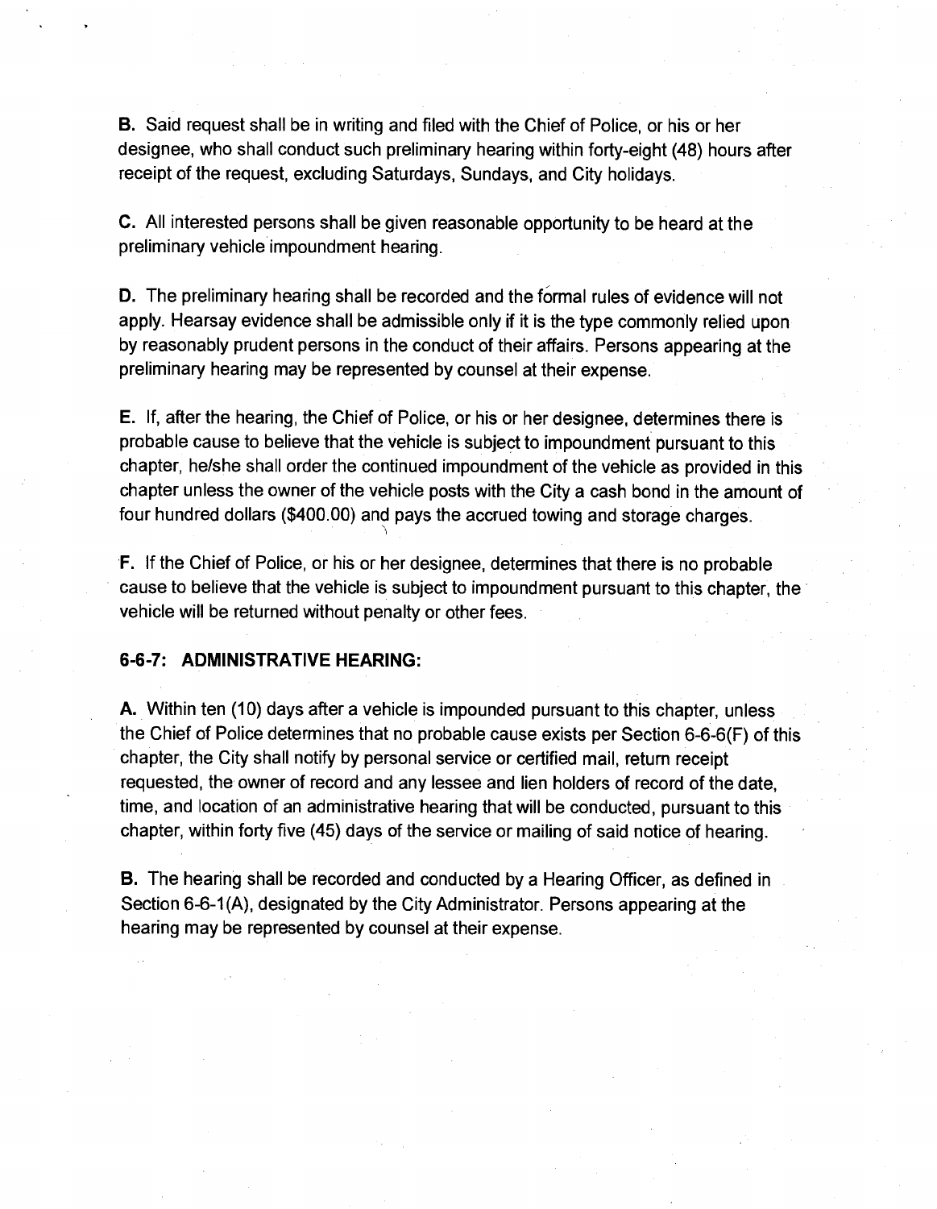**B.** Said request shall be in writing and filed with the Chief of Police, or his or her designee, who shall conduct such preliminary hearing within forty-eight (48) hours after receipt of the request, excluding Saturdays, Sundays, and City holidays.

**C.** All interested persons shall be given reasonable opportunity to be heard at the preliminary vehicle impoundment hearing.

**D.** The preliminary hearing shall be recorded and the formal rules of evidence will not apply. Hearsay evidence shall be admissible only if it is the type commonly relied upon by reasonably prudent persons in the conduct of their affairs. Persons appearing at the preliminary hearing may be represented by counsel at their expense.

**E.** If, after the hearing, the Chief of Police, or his or her designee, determines there is probable cause to believe that the vehicle is subject to impoundment pursuant to this chapter, he/she shall order the continued impoundment of the vehicle as provided in this chapter unless the owner of the vehicle posts with the City a cash bond in the amount of four hundred dollars ($400.00) and pays the accrued towing and storage charges.

**F.** If the Chief of Police, or his or her designee, determines that there is no probable cause to believe that the vehicle is subject to impoundment pursuant to this chapter, the vehicle will be returned without penalty or other fees.

**6-6-7: ADMINISTRATIVE HEARING:**

**A.** Within ten (10) days after a vehicle is impounded pursuant to this chapter, unless the Chief of Police determines that no probable cause exists per Section 6-6-6(F) of this chapter, the City shall notify by personal service or certified mail, return receipt requested, the owner of record and any lessee and lien holders of record of the date, time, and location of an administrative hearing that will be conducted, pursuant to this chapter, within forty five (45) days of the service or mailing of said notice of hearing.

**B.** The hearing shall be recorded and conducted by a Hearing Officer, as defined in Section 6-6-1(A), designated by the City Administrator. Persons appearing at the hearing may be represented by counsel at their expense.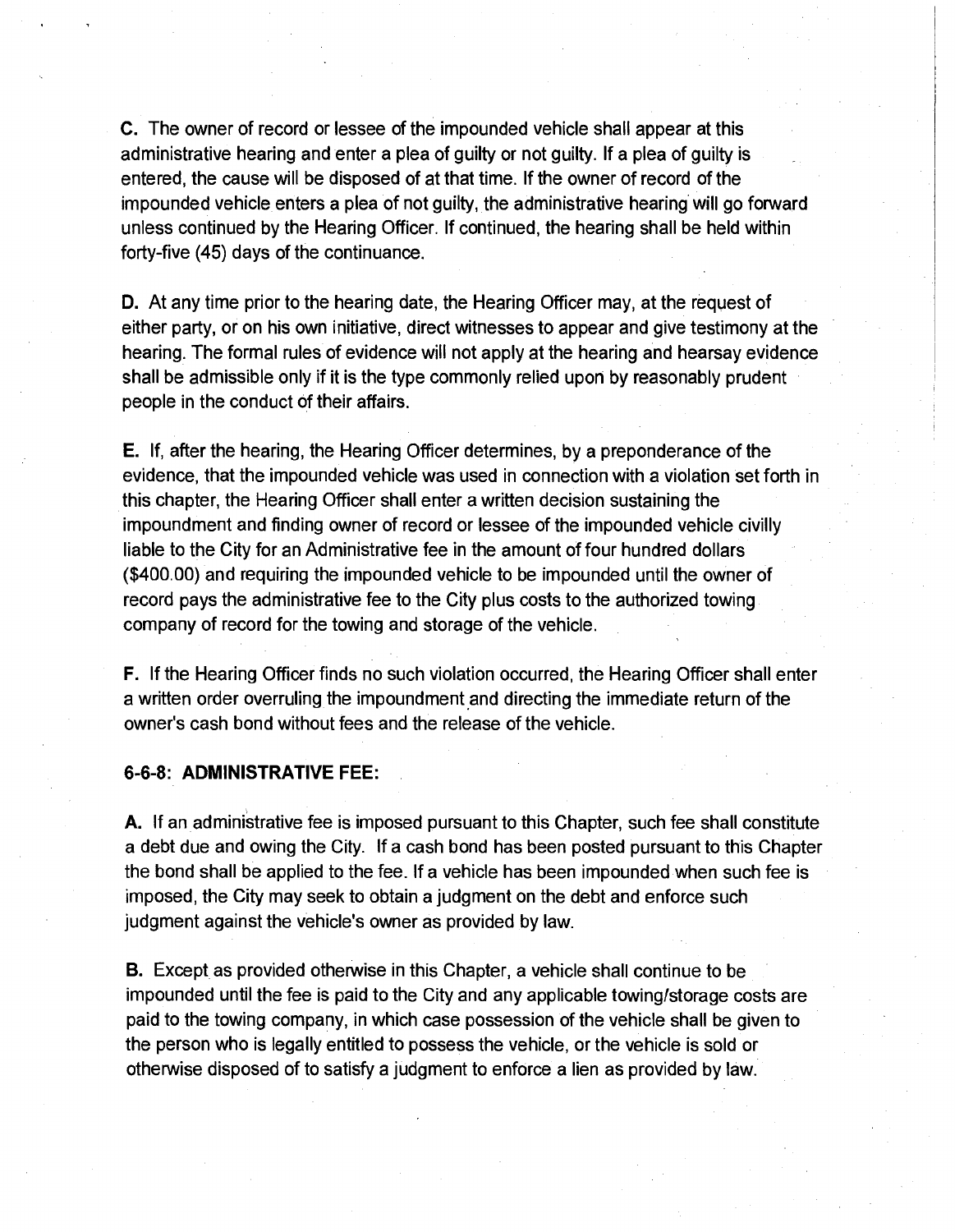**C.** The owner of record or lessee of the impounded vehicle shall appear at this administrative hearing and enter a plea of guilty or not guilty. If a plea of guilty is entered, the cause will be disposed of at that time. If the owner of record of the impounded vehicle enters a plea of not guilty, the administrative hearing will go forward unless continued by the Hearing Officer. If continued, the hearing shall be held within forty-five (45) days of the continuance.

**D.** At any time prior to the hearing date, the Hearing Officer may, at the request of either party, or on his own initiative, direct witnesses to appear and give testimony at the hearing. The formal rules of evidence will not apply at the hearing and hearsay evidence shall be admissible only if it is the type commonly relied upon by reasonably prudent people in the conduct of their affairs.

**E.** If, after the hearing, the Hearing Officer determines, by a preponderance of the evidence, that the impounded vehicle was used in connection with a violation set forth in this chapter, the Hearing Officer shall enter a written decision sustaining the impoundment and finding owner of record or lessee of the impounded vehicle civilly liable to the City for an Administrative fee in the amount of four hundred dollars ($400.00) and requiring the impounded vehicle to be impounded until the owner of record pays the administrative fee to the City plus costs to the authorized towing company of record for the towing and storage of the vehicle.

**F.** If the Hearing Officer finds no such violation occurred, the Hearing Officer shall enter a written order overruling the impoundment and directing the immediate return of the owner's cash bond without fees and the release of the vehicle.

### 6-6-8: ADMINISTRATIVE FEE:

**A.** If an administrative fee is imposed pursuant to this Chapter, such fee shall constitute a debt due and owing the City. If a cash bond has been posted pursuant to this Chapter the bond shall be applied to the fee. If a vehicle has been impounded when such fee is imposed, the City may seek to obtain a judgment on the debt and enforce such judgment against the vehicle's owner as provided by law.

**B.** Except as provided otherwise in this Chapter, a vehicle shall continue to be impounded until the fee is paid to the City and any applicable towing/storage costs are paid to the towing company, in which case possession of the vehicle shall be given to the person who is legally entitled to possess the vehicle, or the vehicle is sold or otherwise disposed of to satisfy a judgment to enforce a lien as provided by law.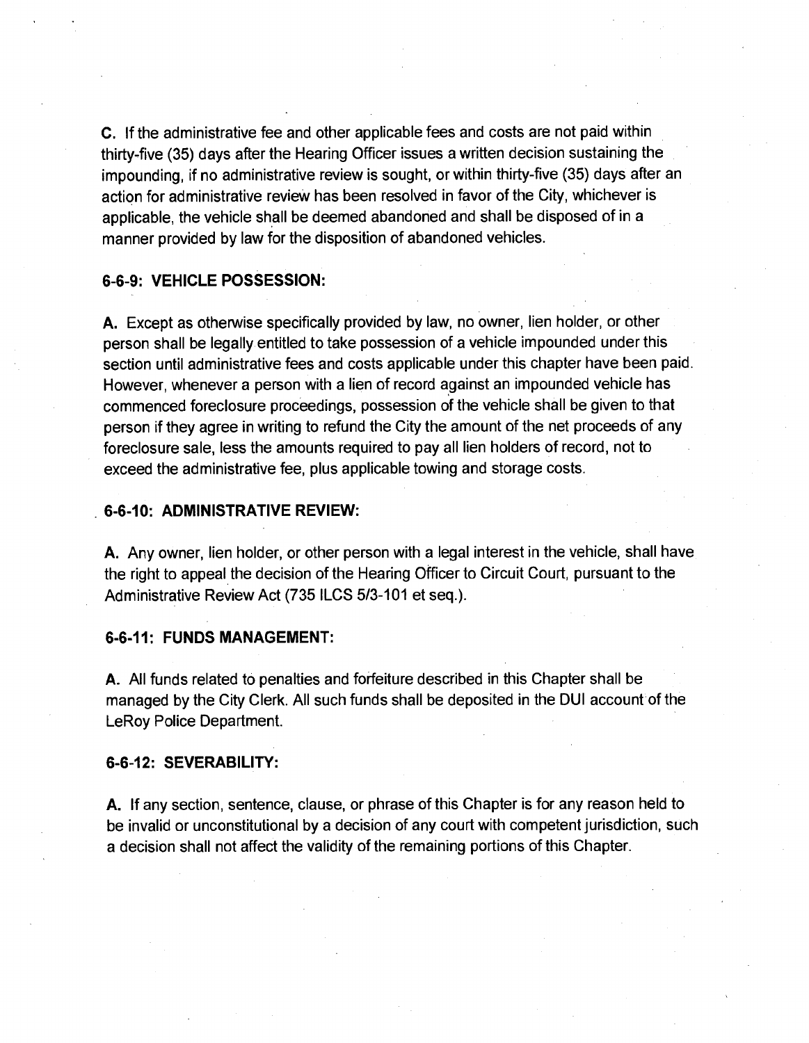**C.** If the administrative fee and other applicable fees and costs are not paid within thirty-five (35) days after the Hearing Officer issues a written decision sustaining the impounding, if no administrative review is sought, or within thirty-five (35) days after an action for administrative review has been resolved in favor of the City, whichever is applicable, the vehicle shall be deemed abandoned and shall be disposed of in a manner provided by law for the disposition of abandoned vehicles.

### 6-6-9: VEHICLE POSSESSION:

**A.** Except as otherwise specifically provided by law, no owner, lien holder, or other person shall be legally entitled to take possession of a vehicle impounded under this section until administrative fees and costs applicable under this chapter have been paid. However, whenever a person with a lien of record against an impounded vehicle has commenced foreclosure proceedings, possession of the vehicle shall be given to that person if they agree in writing to refund the City the amount of the net proceeds of any foreclosure sale, less the amounts required to pay all lien holders of record, not to exceed the administrative fee, plus applicable towing and storage costs.

### 6-6-10: ADMINISTRATIVE REVIEW:

**A.** Any owner, lien holder, or other person with a legal interest in the vehicle, shall have the right to appeal the decision of the Hearing Officer to Circuit Court, pursuant to the Administrative Review Act (735 ILCS 5/3-101 et seq.).

### 6-6-11: FUNDS MANAGEMENT:

**A.** All funds related to penalties and forfeiture described in this Chapter shall be managed by the City Clerk. All such funds shall be deposited in the DUI account of the LeRoy Police Department.

### 6-6-12: SEVERABILITY:

**A.** If any section, sentence, clause, or phrase of this Chapter is for any reason held to be invalid or unconstitutional by a decision of any court with competent jurisdiction, such a decision shall not affect the validity of the remaining portions of this Chapter.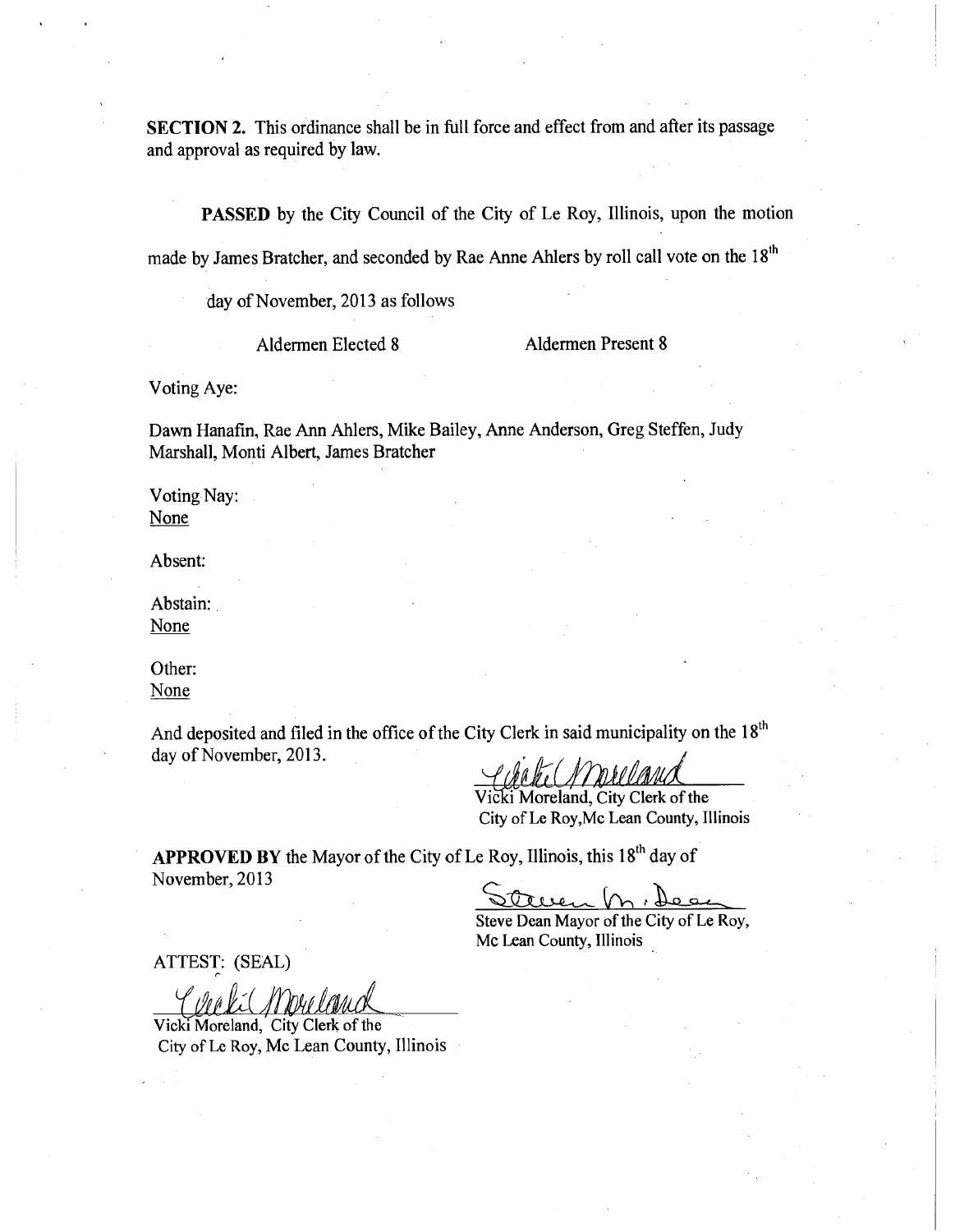**SECTION 2.** This ordinance shall be in full force and effect from and after its passage and approval as required by law.

**PASSED** by the City Council of the City of Le Roy, Illinois, upon the motion made by James Bratcher, and seconded by Rae Anne Ahlers by roll call vote on the 18th day of November, 2013 as follows

Aldermen Elected 8 Aldermen Present 8

Voting Aye:

Dawn Hanafin, Rae Ann Ahlers, Mike Bailey, Anne Anderson, Greg Steffen, Judy Marshall, Monti Albert, James Bratcher

Voting Nay:
None

Absent:

Abstain:
None

Other:
None

And deposited and filed in the office of the City Clerk in said municipality on the 18th day of November, 2013.

Vicki Moreland, City Clerk of the
City of Le Roy, Mc Lean County, Illinois

**APPROVED BY** the Mayor of the City of Le Roy, Illinois, this 18th day of November, 2013

Steve Dean Mayor of the City of Le Roy,
Mc Lean County, Illinois

ATTEST: (SEAL)

Vicki Moreland, City Clerk of the
City of Le Roy, Mc Lean County, Illinois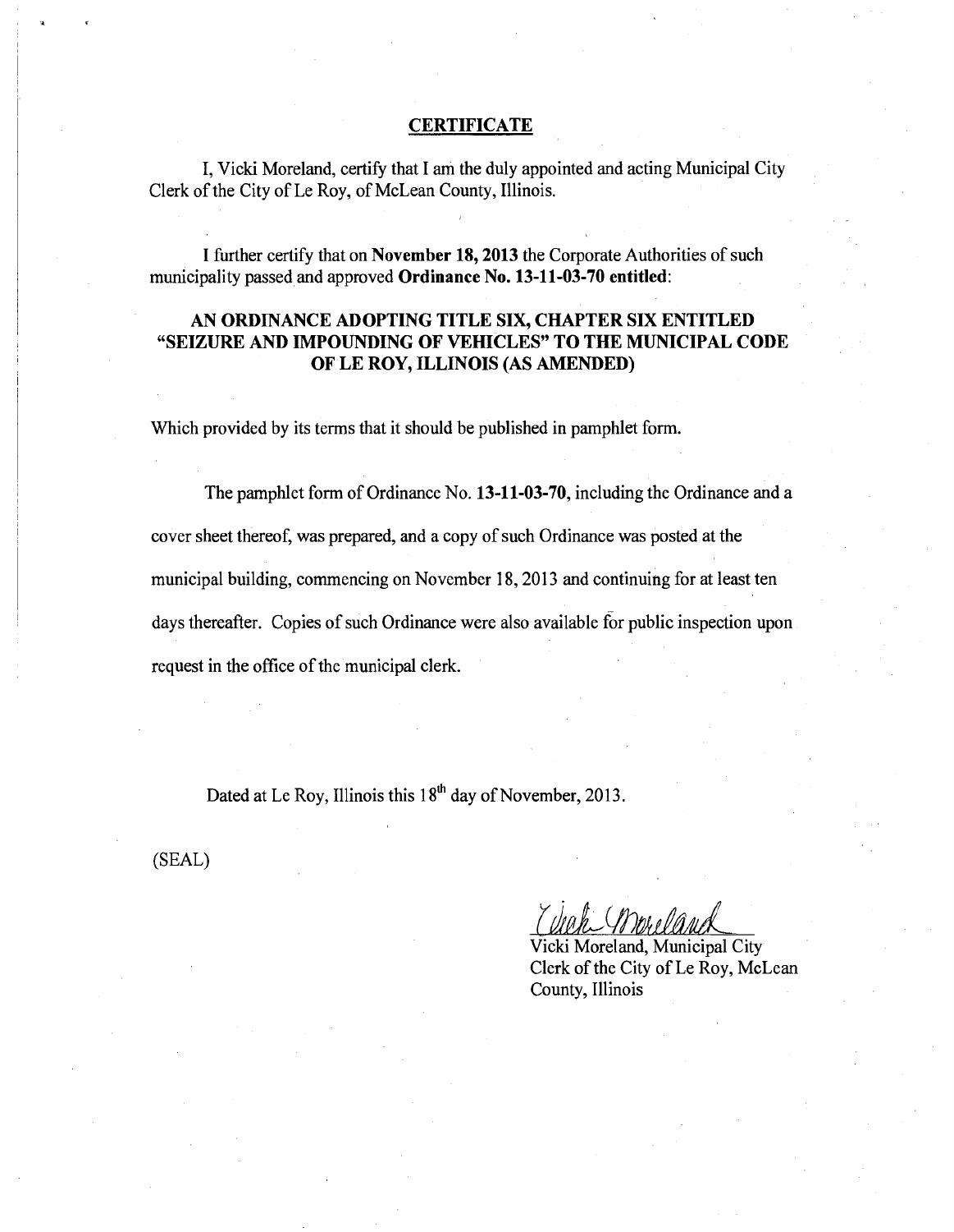## CERTIFICATE

I, Vicki Moreland, certify that I am the duly appointed and acting Municipal City Clerk of the City of Le Roy, of McLean County, Illinois.

I further certify that on **November 18, 2013** the Corporate Authorities of such municipality passed and approved **Ordinance No. 13-11-03-70 entitled**:

### AN ORDINANCE ADOPTING TITLE SIX, CHAPTER SIX ENTITLED "SEIZURE AND IMPOUNDING OF VEHICLES" TO THE MUNICIPAL CODE OF LE ROY, ILLINOIS (AS AMENDED)

Which provided by its terms that it should be published in pamphlet form.

The pamphlet form of Ordinance No. **13-11-03-70**, including the Ordinance and a cover sheet thereof, was prepared, and a copy of such Ordinance was posted at the municipal building, commencing on November 18, 2013 and continuing for at least ten days thereafter. Copies of such Ordinance were also available for public inspection upon request in the office of the municipal clerk.

Dated at Le Roy, Illinois this 18th day of November, 2013.

(SEAL)

Vicki Moreland

Vicki Moreland, Municipal City Clerk of the City of Le Roy, McLean County, Illinois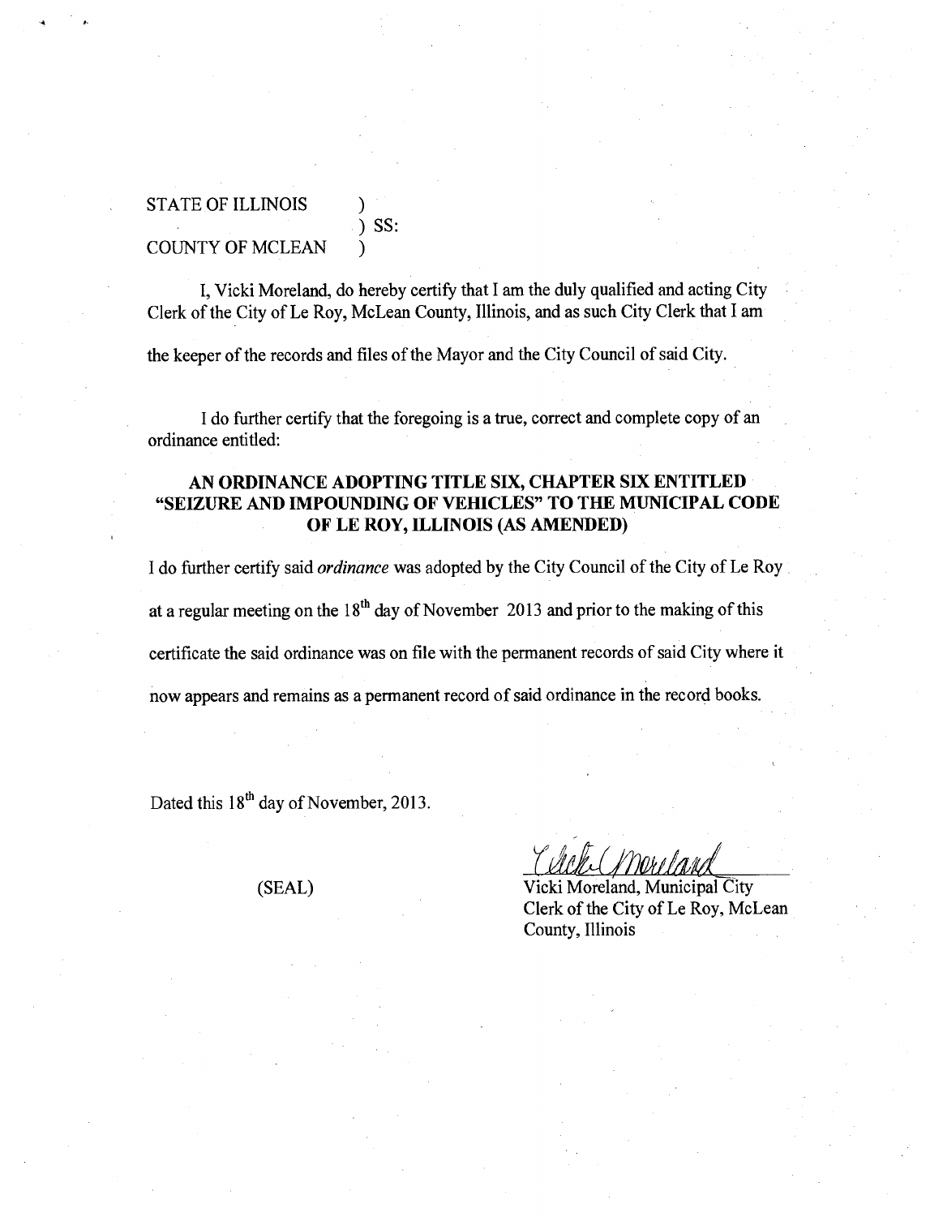STATE OF ILLINOIS )
) SS:
COUNTY OF MCLEAN )

I, Vicki Moreland, do hereby certify that I am the duly qualified and acting City Clerk of the City of Le Roy, McLean County, Illinois, and as such City Clerk that I am the keeper of the records and files of the Mayor and the City Council of said City.

I do further certify that the foregoing is a true, correct and complete copy of an ordinance entitled:

**AN ORDINANCE ADOPTING TITLE SIX, CHAPTER SIX ENTITLED "SEIZURE AND IMPOUNDING OF VEHICLES" TO THE MUNICIPAL CODE OF LE ROY, ILLINOIS (AS AMENDED)**

I do further certify said *ordinance* was adopted by the City Council of the City of Le Roy at a regular meeting on the 18th day of November 2013 and prior to the making of this certificate the said ordinance was on file with the permanent records of said City where it now appears and remains as a permanent record of said ordinance in the record books.

Dated this 18th day of November, 2013.

(SEAL)

Vicki Moreland

Vicki Moreland, Municipal City Clerk of the City of Le Roy, McLean County, Illinois